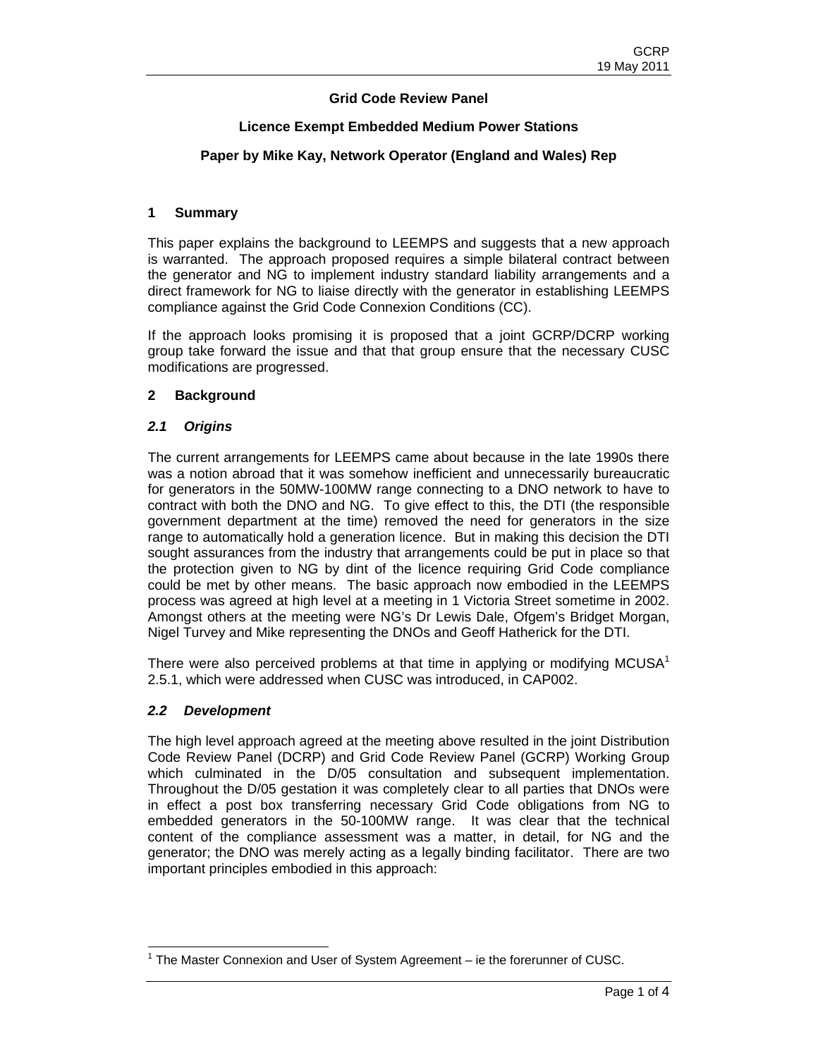**Grid Code Review Panel**

**Licence Exempt Embedded Medium Power Stations**

**Paper by Mike Kay, Network Operator (England and Wales) Rep**

## 1 Summary

This paper explains the background to LEEMPS and suggests that a new approach is warranted. The approach proposed requires a simple bilateral contract between the generator and NG to implement industry standard liability arrangements and a direct framework for NG to liaise directly with the generator in establishing LEEMPS compliance against the Grid Code Connexion Conditions (CC).

If the approach looks promising it is proposed that a joint GCRP/DCRP working group take forward the issue and that that group ensure that the necessary CUSC modifications are progressed.

## 2 Background

### *2.1 Origins*

The current arrangements for LEEMPS came about because in the late 1990s there was a notion abroad that it was somehow inefficient and unnecessarily bureaucratic for generators in the 50MW-100MW range connecting to a DNO network to have to contract with both the DNO and NG. To give effect to this, the DTI (the responsible government department at the time) removed the need for generators in the size range to automatically hold a generation licence. But in making this decision the DTI sought assurances from the industry that arrangements could be put in place so that the protection given to NG by dint of the licence requiring Grid Code compliance could be met by other means. The basic approach now embodied in the LEEMPS process was agreed at high level at a meeting in 1 Victoria Street sometime in 2002. Amongst others at the meeting were NG's Dr Lewis Dale, Ofgem's Bridget Morgan, Nigel Turvey and Mike representing the DNOs and Geoff Hatherick for the DTI.

There were also perceived problems at that time in applying or modifying MCUSA[1] 2.5.1, which were addressed when CUSC was introduced, in CAP002.

### *2.2 Development*

The high level approach agreed at the meeting above resulted in the joint Distribution Code Review Panel (DCRP) and Grid Code Review Panel (GCRP) Working Group which culminated in the D/05 consultation and subsequent implementation. Throughout the D/05 gestation it was completely clear to all parties that DNOs were in effect a post box transferring necessary Grid Code obligations from NG to embedded generators in the 50-100MW range. It was clear that the technical content of the compliance assessment was a matter, in detail, for NG and the generator; the DNO was merely acting as a legally binding facilitator. There are two important principles embodied in this approach:

[1] The Master Connexion and User of System Agreement – ie the forerunner of CUSC.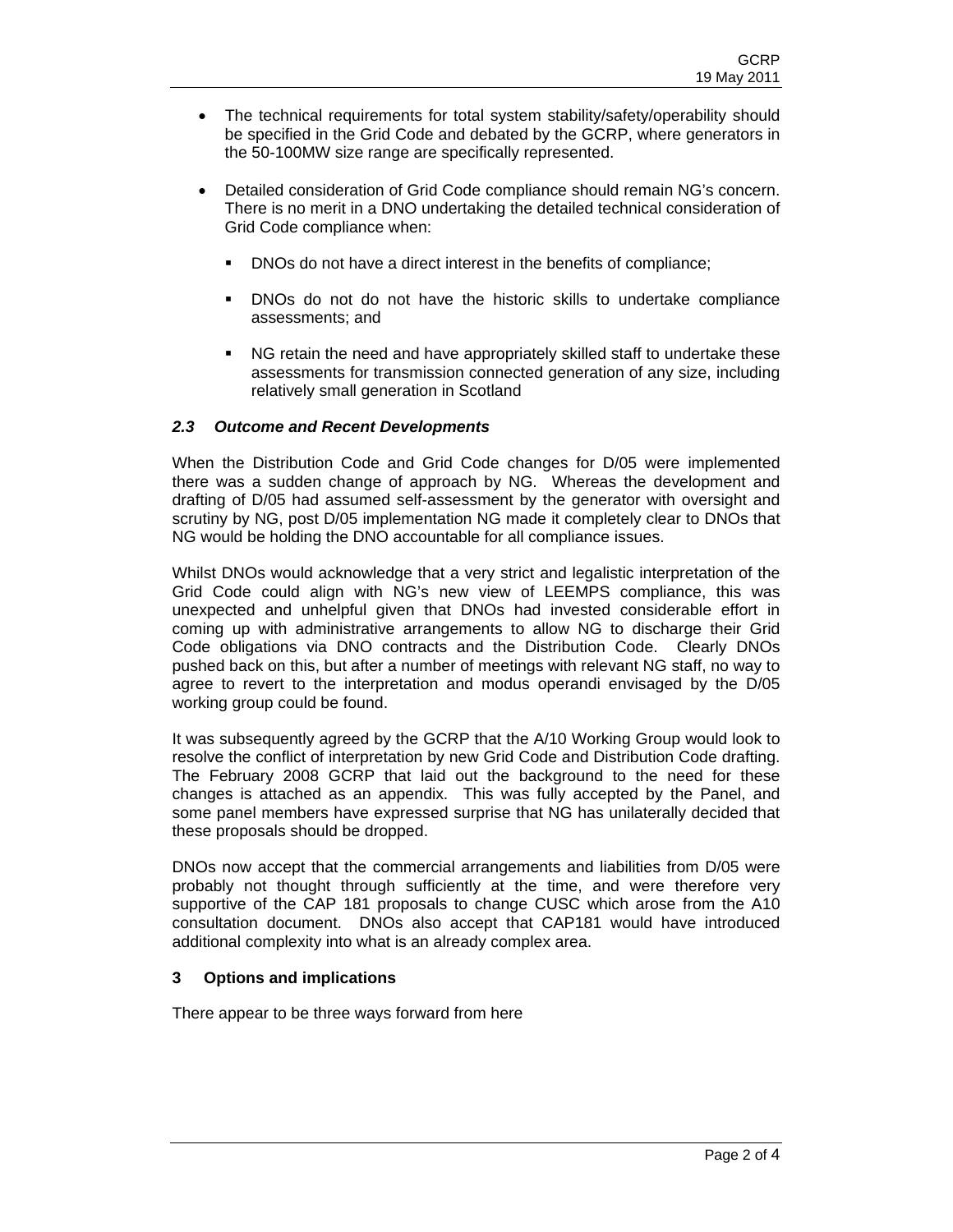- The technical requirements for total system stability/safety/operability should be specified in the Grid Code and debated by the GCRP, where generators in the 50-100MW size range are specifically represented.

- Detailed consideration of Grid Code compliance should remain NG's concern. There is no merit in a DNO undertaking the detailed technical consideration of Grid Code compliance when:

  - DNOs do not have a direct interest in the benefits of compliance;

  - DNOs do not do not have the historic skills to undertake compliance assessments; and

  - NG retain the need and have appropriately skilled staff to undertake these assessments for transmission connected generation of any size, including relatively small generation in Scotland

### *2.3 Outcome and Recent Developments*

When the Distribution Code and Grid Code changes for D/05 were implemented there was a sudden change of approach by NG. Whereas the development and drafting of D/05 had assumed self-assessment by the generator with oversight and scrutiny by NG, post D/05 implementation NG made it completely clear to DNOs that NG would be holding the DNO accountable for all compliance issues.

Whilst DNOs would acknowledge that a very strict and legalistic interpretation of the Grid Code could align with NG's new view of LEEMPS compliance, this was unexpected and unhelpful given that DNOs had invested considerable effort in coming up with administrative arrangements to allow NG to discharge their Grid Code obligations via DNO contracts and the Distribution Code. Clearly DNOs pushed back on this, but after a number of meetings with relevant NG staff, no way to agree to revert to the interpretation and modus operandi envisaged by the D/05 working group could be found.

It was subsequently agreed by the GCRP that the A/10 Working Group would look to resolve the conflict of interpretation by new Grid Code and Distribution Code drafting. The February 2008 GCRP that laid out the background to the need for these changes is attached as an appendix. This was fully accepted by the Panel, and some panel members have expressed surprise that NG has unilaterally decided that these proposals should be dropped.

DNOs now accept that the commercial arrangements and liabilities from D/05 were probably not thought through sufficiently at the time, and were therefore very supportive of the CAP 181 proposals to change CUSC which arose from the A10 consultation document. DNOs also accept that CAP181 would have introduced additional complexity into what is an already complex area.

## 3 Options and implications

There appear to be three ways forward from here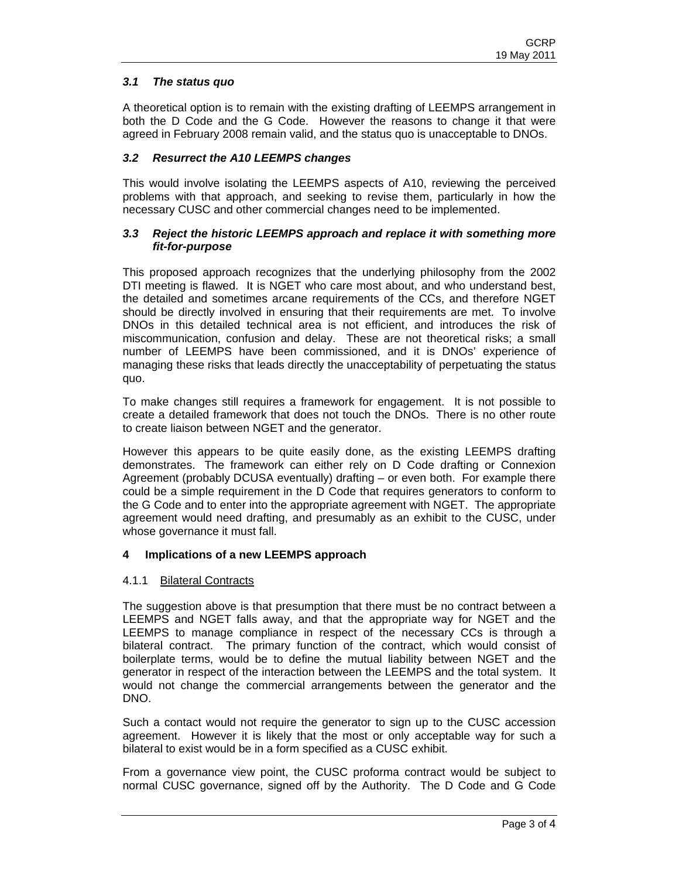### *3.1 The status quo*

A theoretical option is to remain with the existing drafting of LEEMPS arrangement in both the D Code and the G Code. However the reasons to change it that were agreed in February 2008 remain valid, and the status quo is unacceptable to DNOs.

### *3.2 Resurrect the A10 LEEMPS changes*

This would involve isolating the LEEMPS aspects of A10, reviewing the perceived problems with that approach, and seeking to revise them, particularly in how the necessary CUSC and other commercial changes need to be implemented.

### *3.3 Reject the historic LEEMPS approach and replace it with something more fit-for-purpose*

This proposed approach recognizes that the underlying philosophy from the 2002 DTI meeting is flawed. It is NGET who care most about, and who understand best, the detailed and sometimes arcane requirements of the CCs, and therefore NGET should be directly involved in ensuring that their requirements are met. To involve DNOs in this detailed technical area is not efficient, and introduces the risk of miscommunication, confusion and delay. These are not theoretical risks; a small number of LEEMPS have been commissioned, and it is DNOs' experience of managing these risks that leads directly the unacceptability of perpetuating the status quo.

To make changes still requires a framework for engagement. It is not possible to create a detailed framework that does not touch the DNOs. There is no other route to create liaison between NGET and the generator.

However this appears to be quite easily done, as the existing LEEMPS drafting demonstrates. The framework can either rely on D Code drafting or Connexion Agreement (probably DCUSA eventually) drafting – or even both. For example there could be a simple requirement in the D Code that requires generators to conform to the G Code and to enter into the appropriate agreement with NGET. The appropriate agreement would need drafting, and presumably as an exhibit to the CUSC, under whose governance it must fall.

## 4 Implications of a new LEEMPS approach

#### 4.1.1 Bilateral Contracts

The suggestion above is that presumption that there must be no contract between a LEEMPS and NGET falls away, and that the appropriate way for NGET and the LEEMPS to manage compliance in respect of the necessary CCs is through a bilateral contract. The primary function of the contract, which would consist of boilerplate terms, would be to define the mutual liability between NGET and the generator in respect of the interaction between the LEEMPS and the total system. It would not change the commercial arrangements between the generator and the DNO.

Such a contact would not require the generator to sign up to the CUSC accession agreement. However it is likely that the most or only acceptable way for such a bilateral to exist would be in a form specified as a CUSC exhibit.

From a governance view point, the CUSC proforma contract would be subject to normal CUSC governance, signed off by the Authority. The D Code and G Code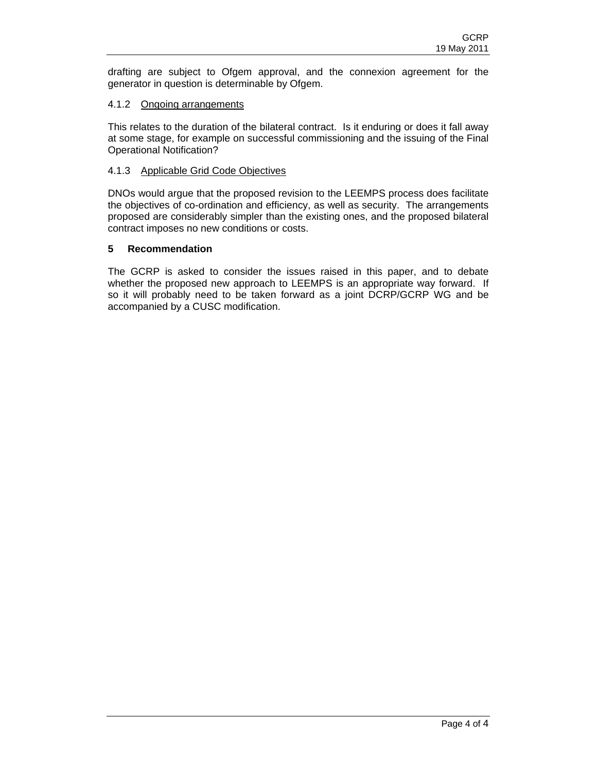drafting are subject to Ofgem approval, and the connexion agreement for the generator in question is determinable by Ofgem.

#### 4.1.2 Ongoing arrangements

This relates to the duration of the bilateral contract. Is it enduring or does it fall away at some stage, for example on successful commissioning and the issuing of the Final Operational Notification?

#### 4.1.3 Applicable Grid Code Objectives

DNOs would argue that the proposed revision to the LEEMPS process does facilitate the objectives of co-ordination and efficiency, as well as security. The arrangements proposed are considerably simpler than the existing ones, and the proposed bilateral contract imposes no new conditions or costs.

## 5 Recommendation

The GCRP is asked to consider the issues raised in this paper, and to debate whether the proposed new approach to LEEMPS is an appropriate way forward. If so it will probably need to be taken forward as a joint DCRP/GCRP WG and be accompanied by a CUSC modification.